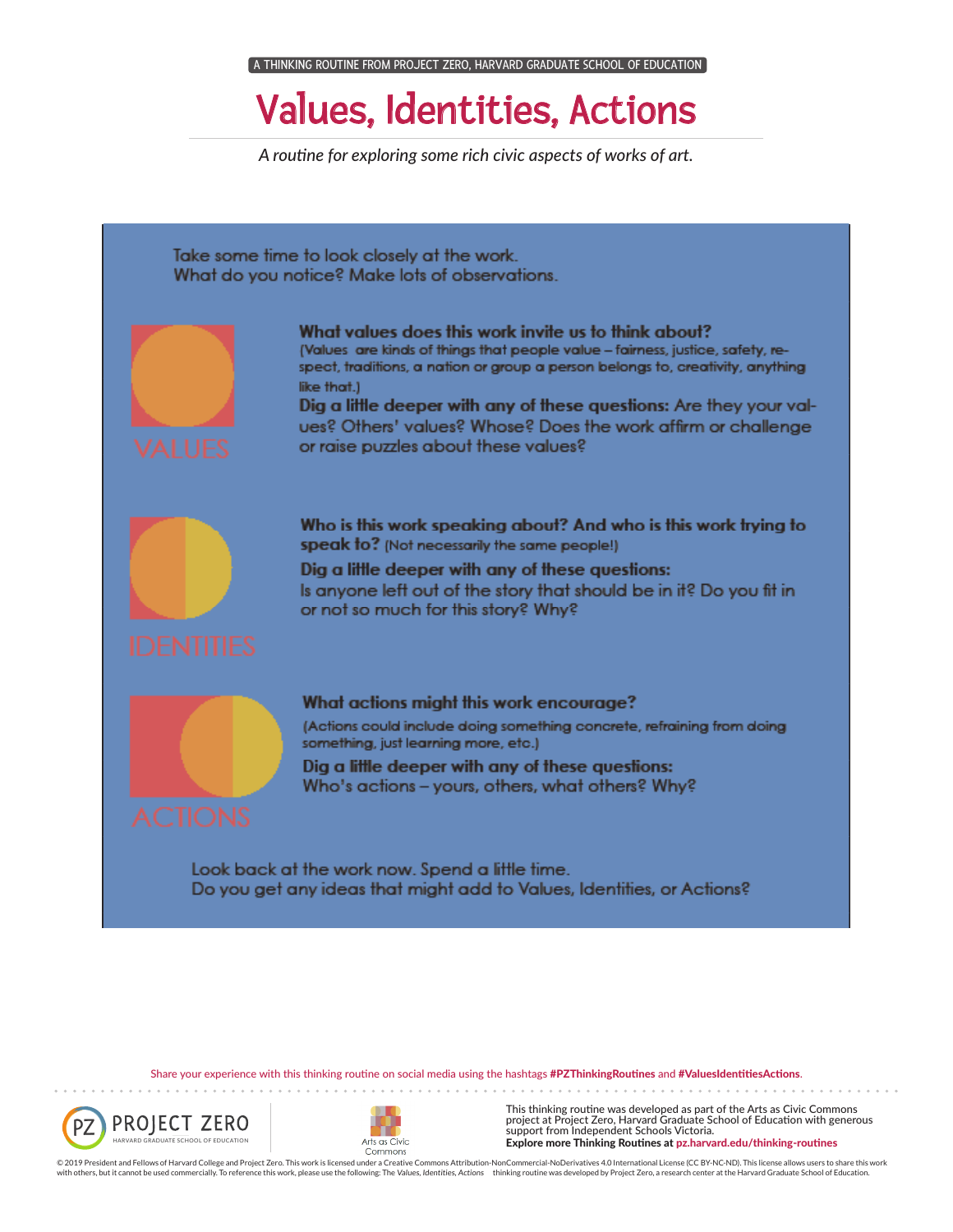A THINKING ROUTINE FROM PROJECT ZERO, HARVARD GRADUATE SCHOOL OF EDUCATION

# Values, Identities, Actions

*A routine for exploring some rich civic aspects of works of art.*

Take some time to look closely at the work.
What do you notice? Make lots of observations.

## VALUES

**What values does this work invite us to think about?**
(Values are kinds of things that people value – fairness, justice, safety, respect, traditions, a nation or group a person belongs to, creativity, anything like that.)

**Dig a little deeper with any of these questions:** Are they your values? Others' values? Whose? Does the work affirm or challenge or raise puzzles about these values?

## IDENTITIES

**Who is this work speaking about? And who is this work trying to speak to?** (Not necessarily the same people!)

**Dig a little deeper with any of these questions:**
Is anyone left out of the story that should be in it? Do you fit in or not so much for this story? Why?

## ACTIONS

**What actions might this work encourage?**
(Actions could include doing something concrete, refraining from doing something, just learning more, etc.)

**Dig a little deeper with any of these questions:**
Who's actions – yours, others, what others? Why?

Look back at the work now. Spend a little time.
Do you get any ideas that might add to Values, Identities, or Actions?

Share your experience with this thinking routine on social media using the hashtags **#PZThinkingRoutines** and **#ValuesIdentitiesActions**.

PROJECT ZERO
HARVARD GRADUATE SCHOOL OF EDUCATION

Arts as Civic Commons

This thinking routine was developed as part of the Arts as Civic Commons project at Project Zero, Harvard Graduate School of Education with generous support from Independent Schools Victoria.
**Explore more Thinking Routines at pz.harvard.edu/thinking-routines**

© 2019 President and Fellows of Harvard College and Project Zero. This work is licensed under a Creative Commons Attribution-NonCommercial-NoDerivatives 4.0 International License (CC BY-NC-ND). This license allows users to share this work with others, but it cannot be used commercially. To reference this work, please use the following: The Values, Identities, Actions thinking routine was developed by Project Zero, a research center at the Harvard Graduate School of Education.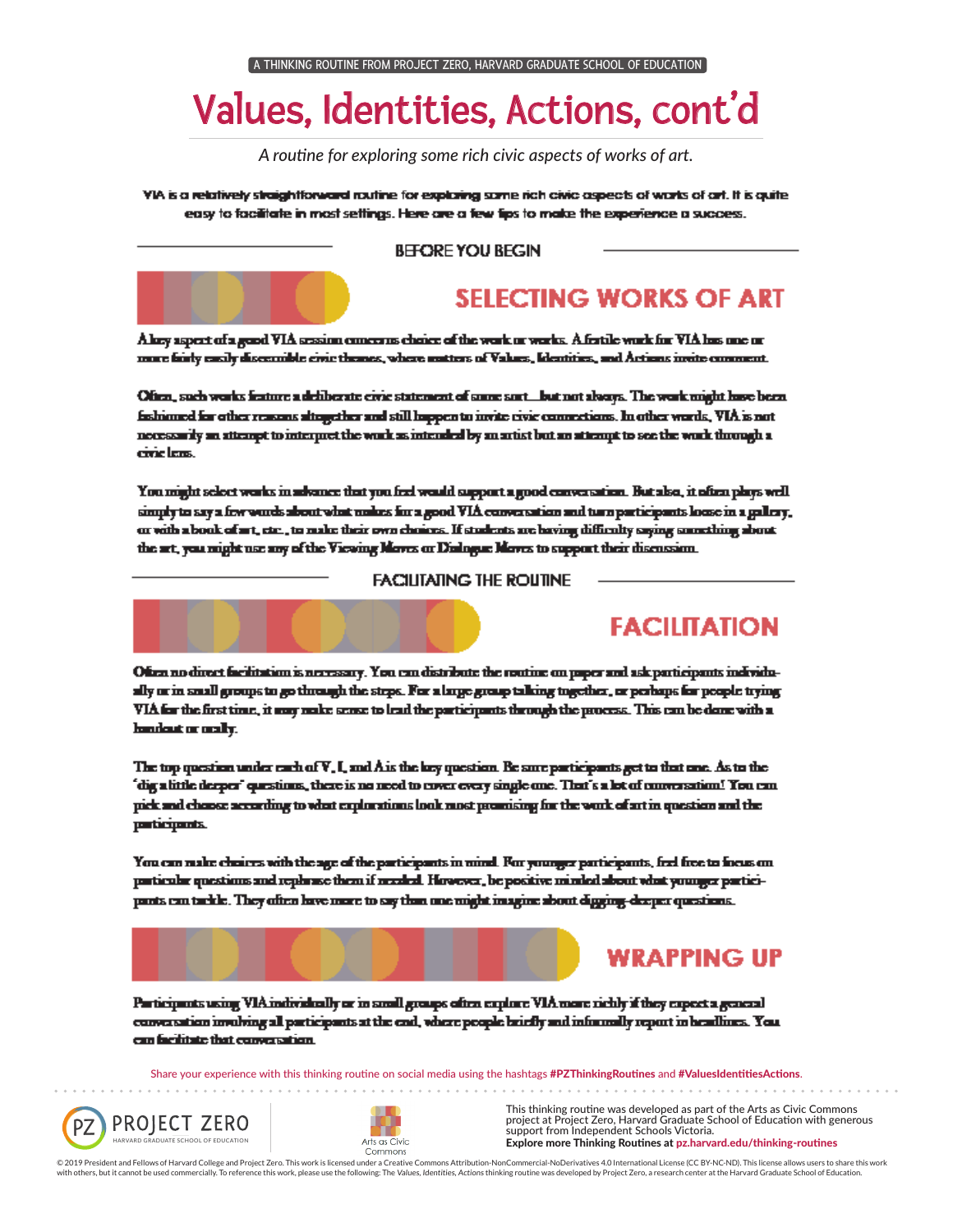A THINKING ROUTINE FROM PROJECT ZERO, HARVARD GRADUATE SCHOOL OF EDUCATION

# Values, Identities, Actions, cont'd

*A routine for exploring some rich civic aspects of works of art.*

VIA is a relatively straightforward routine for exploring some rich civic aspects of works of art. It is quite easy to facilitate in most settings. Here are a few tips to make the experience a success.

## BEFORE YOU BEGIN

### SELECTING WORKS OF ART

A key aspect of a good VIA session concerns choice of the work or works. A fertile work for VIA has one or more fairly easily discernible civic themes, where matters of Values, Identities, and Actions invite comment.

Often, such works feature a deliberate civic statement of some sort...but not always. The work might have been fashioned for other reasons altogether and still happen to invite civic connections. In other words, VIA is not necessarily an attempt to interpret the work as intended by an artist but an attempt to see the work through a civic lens.

You might select works in advance that you feel would support a good conversation. But also, it often plays well simply to say a few words about what makes for a good VIA conversation and turn participants loose in a gallery, or with a book of art, etc., to make their own choices. If students are having difficulty saying something about the art, you might use any of the Viewing Moves or Dialogue Moves to support their discussion.

## FACILITATING THE ROUTINE

### FACILITATION

Often no direct facilitation is necessary. You can distribute the routine on paper and ask participants individually or in small groups to go through the steps. For a large group talking together, or perhaps for people trying VIA for the first time, it may make sense to lead the participants through the process. This can be done with a handout or orally.

The top question under each of V, I, and A is the key question. Be sure participants get to that one. As to the "dig a little deeper" questions, there is no need to cover every single one. That's a lot of conversation! You can pick and choose according to what explorations look most promising for the work of art in question and the participants.

You can make choices with the age of the participants in mind. For younger participants, feel free to focus on particular questions and rephrase them if needed. However, be positive minded about what younger participants can tackle. They often have more to say than one might imagine about digging-deeper questions.

### WRAPPING UP

Participants using VIA individually or in small groups often explore VIA more richly if they expect a general conversation involving all participants at the end, where people briefly and informally report in headlines. You can facilitate that conversation.

Share your experience with this thinking routine on social media using the hashtags **#PZThinkingRoutines** and **#ValuesIdentitiesActions**.

PROJECT ZERO
HARVARD GRADUATE SCHOOL OF EDUCATION

Arts as Civic Commons

This thinking routine was developed as part of the Arts as Civic Commons project at Project Zero, Harvard Graduate School of Education with generous support from Independent Schools Victoria.
**Explore more Thinking Routines at pz.harvard.edu/thinking-routines**

© 2019 President and Fellows of Harvard College and Project Zero. This work is licensed under a Creative Commons Attribution-NonCommercial-NoDerivatives 4.0 International License (CC BY-NC-ND). This license allows users to share this work with others, but it cannot be used commercially. To reference this work, please use the following: The Values, Identities, Actions thinking routine was developed by Project Zero, a research center at the Harvard Graduate School of Education.